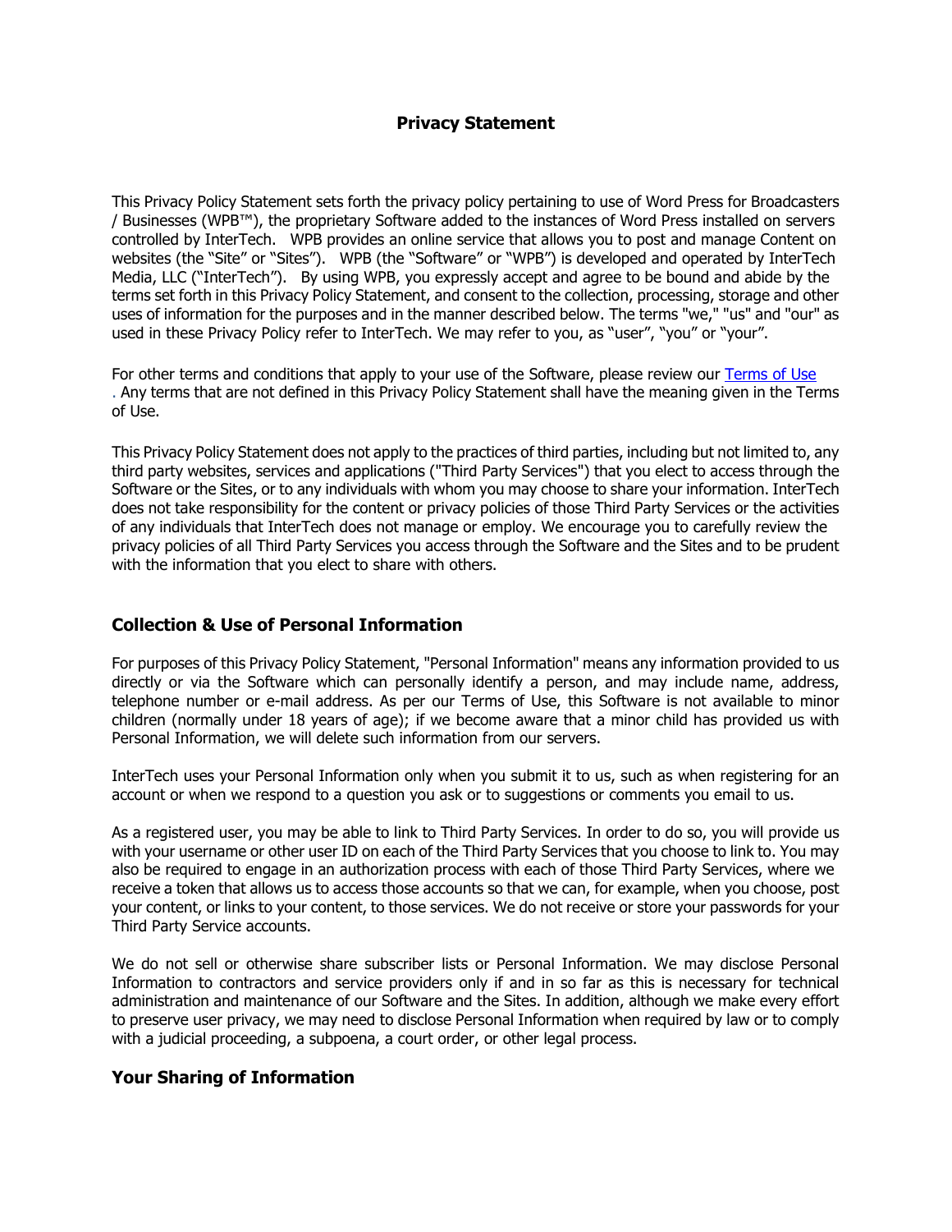# Privacy Statement

This Privacy Policy Statement sets forth the privacy policy pertaining to use of Word Press for Broadcasters / Businesses (WPB™), the proprietary Software added to the instances of Word Press installed on servers controlled by InterTech. WPB provides an online service that allows you to post and manage Content on websites (the "Site" or "Sites"). WPB (the "Software" or "WPB") is developed and operated by InterTech Media, LLC ("InterTech"). By using WPB, you expressly accept and agree to be bound and abide by the terms set forth in this Privacy Policy Statement, and consent to the collection, processing, storage and other uses of information for the purposes and in the manner described below. The terms "we," "us" and "our" as used in these Privacy Policy refer to InterTech. We may refer to you, as "user", "you" or "your".

For other terms and conditions that apply to your use of the Software, please review our Terms of Use . Any terms that are not defined in this Privacy Policy Statement shall have the meaning given in the Terms of Use.

This Privacy Policy Statement does not apply to the practices of third parties, including but not limited to, any third party websites, services and applications ("Third Party Services") that you elect to access through the Software or the Sites, or to any individuals with whom you may choose to share your information. InterTech does not take responsibility for the content or privacy policies of those Third Party Services or the activities of any individuals that InterTech does not manage or employ. We encourage you to carefully review the privacy policies of all Third Party Services you access through the Software and the Sites and to be prudent with the information that you elect to share with others.

## Collection & Use of Personal Information

For purposes of this Privacy Policy Statement, "Personal Information" means any information provided to us directly or via the Software which can personally identify a person, and may include name, address, telephone number or e-mail address. As per our Terms of Use, this Software is not available to minor children (normally under 18 years of age); if we become aware that a minor child has provided us with Personal Information, we will delete such information from our servers.

InterTech uses your Personal Information only when you submit it to us, such as when registering for an account or when we respond to a question you ask or to suggestions or comments you email to us.

As a registered user, you may be able to link to Third Party Services. In order to do so, you will provide us with your username or other user ID on each of the Third Party Services that you choose to link to. You may also be required to engage in an authorization process with each of those Third Party Services, where we receive a token that allows us to access those accounts so that we can, for example, when you choose, post your content, or links to your content, to those services. We do not receive or store your passwords for your Third Party Service accounts.

We do not sell or otherwise share subscriber lists or Personal Information. We may disclose Personal Information to contractors and service providers only if and in so far as this is necessary for technical administration and maintenance of our Software and the Sites. In addition, although we make every effort to preserve user privacy, we may need to disclose Personal Information when required by law or to comply with a judicial proceeding, a subpoena, a court order, or other legal process.

## Your Sharing of Information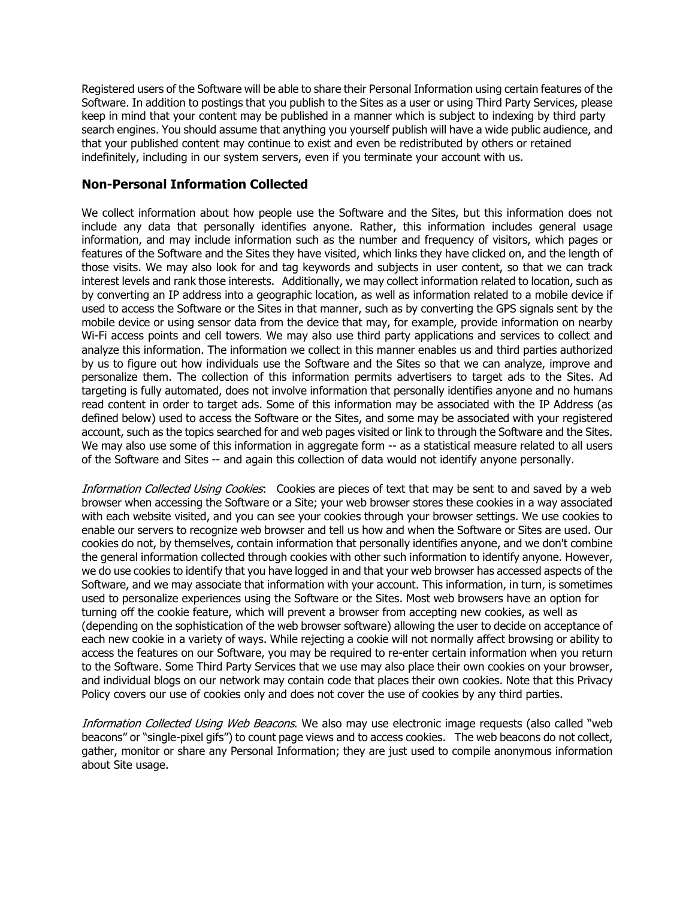Registered users of the Software will be able to share their Personal Information using certain features of the Software. In addition to postings that you publish to the Sites as a user or using Third Party Services, please keep in mind that your content may be published in a manner which is subject to indexing by third party search engines. You should assume that anything you yourself publish will have a wide public audience, and that your published content may continue to exist and even be redistributed by others or retained indefinitely, including in our system servers, even if you terminate your account with us.

## Non-Personal Information Collected

We collect information about how people use the Software and the Sites, but this information does not include any data that personally identifies anyone. Rather, this information includes general usage information, and may include information such as the number and frequency of visitors, which pages or features of the Software and the Sites they have visited, which links they have clicked on, and the length of those visits. We may also look for and tag keywords and subjects in user content, so that we can track interest levels and rank those interests. Additionally, we may collect information related to location, such as by converting an IP address into a geographic location, as well as information related to a mobile device if used to access the Software or the Sites in that manner, such as by converting the GPS signals sent by the mobile device or using sensor data from the device that may, for example, provide information on nearby Wi-Fi access points and cell towers. We may also use third party applications and services to collect and analyze this information. The information we collect in this manner enables us and third parties authorized by us to figure out how individuals use the Software and the Sites so that we can analyze, improve and personalize them. The collection of this information permits advertisers to target ads to the Sites. Ad targeting is fully automated, does not involve information that personally identifies anyone and no humans read content in order to target ads. Some of this information may be associated with the IP Address (as defined below) used to access the Software or the Sites, and some may be associated with your registered account, such as the topics searched for and web pages visited or link to through the Software and the Sites. We may also use some of this information in aggregate form -- as a statistical measure related to all users of the Software and Sites -- and again this collection of data would not identify anyone personally.

*Information Collected Using Cookies*: Cookies are pieces of text that may be sent to and saved by a web browser when accessing the Software or a Site; your web browser stores these cookies in a way associated with each website visited, and you can see your cookies through your browser settings. We use cookies to enable our servers to recognize web browser and tell us how and when the Software or Sites are used. Our cookies do not, by themselves, contain information that personally identifies anyone, and we don't combine the general information collected through cookies with other such information to identify anyone. However, we do use cookies to identify that you have logged in and that your web browser has accessed aspects of the Software, and we may associate that information with your account. This information, in turn, is sometimes used to personalize experiences using the Software or the Sites. Most web browsers have an option for turning off the cookie feature, which will prevent a browser from accepting new cookies, as well as (depending on the sophistication of the web browser software) allowing the user to decide on acceptance of each new cookie in a variety of ways. While rejecting a cookie will not normally affect browsing or ability to access the features on our Software, you may be required to re-enter certain information when you return to the Software. Some Third Party Services that we use may also place their own cookies on your browser, and individual blogs on our network may contain code that places their own cookies. Note that this Privacy Policy covers our use of cookies only and does not cover the use of cookies by any third parties.

*Information Collected Using Web Beacons*. We also may use electronic image requests (also called "web beacons" or "single-pixel gifs") to count page views and to access cookies. The web beacons do not collect, gather, monitor or share any Personal Information; they are just used to compile anonymous information about Site usage.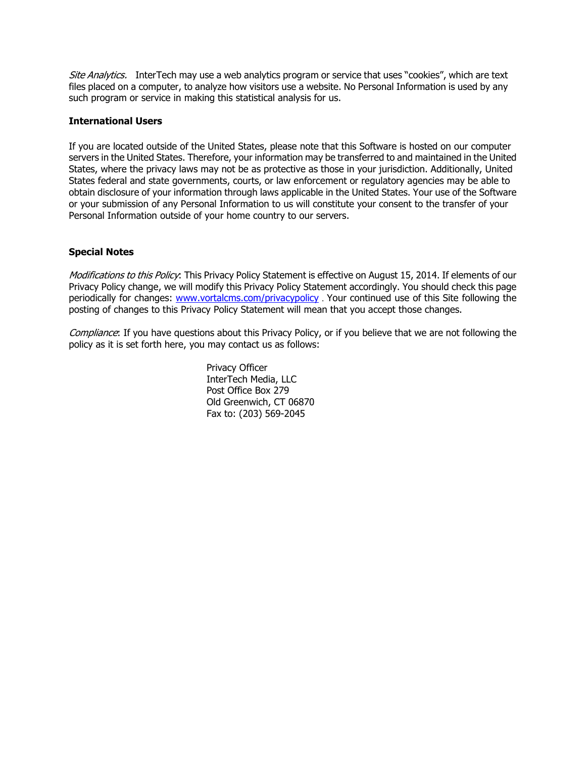*Site Analytics.* InterTech may use a web analytics program or service that uses "cookies", which are text files placed on a computer, to analyze how visitors use a website. No Personal Information is used by any such program or service in making this statistical analysis for us.

**International Users**

If you are located outside of the United States, please note that this Software is hosted on our computer servers in the United States. Therefore, your information may be transferred to and maintained in the United States, where the privacy laws may not be as protective as those in your jurisdiction. Additionally, United States federal and state governments, courts, or law enforcement or regulatory agencies may be able to obtain disclosure of your information through laws applicable in the United States. Your use of the Software or your submission of any Personal Information to us will constitute your consent to the transfer of your Personal Information outside of your home country to our servers.

**Special Notes**

*Modifications to this Policy*: This Privacy Policy Statement is effective on August 15, 2014. If elements of our Privacy Policy change, we will modify this Privacy Policy Statement accordingly. You should check this page periodically for changes: [www.vortalcms.com/privacypolicy](www.vortalcms.com/privacypolicy) . Your continued use of this Site following the posting of changes to this Privacy Policy Statement will mean that you accept those changes.

*Compliance*: If you have questions about this Privacy Policy, or if you believe that we are not following the policy as it is set forth here, you may contact us as follows:

Privacy Officer
InterTech Media, LLC
Post Office Box 279
Old Greenwich, CT 06870
Fax to: (203) 569-2045